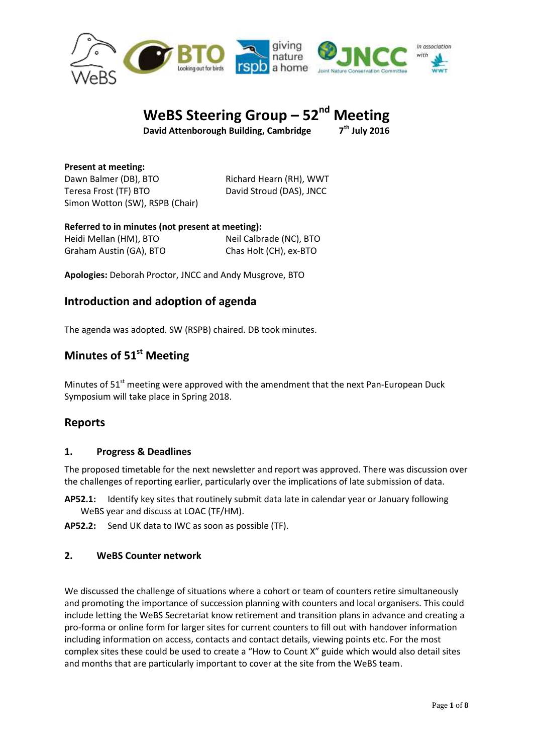# WeBS Steering Group – 52nd Meeting

**David Attenborough Building, Cambridge** **7th July 2016**

**Present at meeting:**

Dawn Balmer (DB), BTO
Teresa Frost (TF) BTO
Simon Wotton (SW), RSPB (Chair)
Richard Hearn (RH), WWT
David Stroud (DAS), JNCC

**Referred to in minutes (not present at meeting):**

Heidi Mellan (HM), BTO
Graham Austin (GA), BTO
Neil Calbrade (NC), BTO
Chas Holt (CH), ex-BTO

**Apologies:** Deborah Proctor, JNCC and Andy Musgrove, BTO

## Introduction and adoption of agenda

The agenda was adopted. SW (RSPB) chaired. DB took minutes.

## Minutes of 51st Meeting

Minutes of 51st meeting were approved with the amendment that the next Pan-European Duck Symposium will take place in Spring 2018.

## Reports

### 1. Progress & Deadlines

The proposed timetable for the next newsletter and report was approved. There was discussion over the challenges of reporting earlier, particularly over the implications of late submission of data.

**AP52.1:** Identify key sites that routinely submit data late in calendar year or January following WeBS year and discuss at LOAC (TF/HM).

**AP52.2:** Send UK data to IWC as soon as possible (TF).

### 2. WeBS Counter network

We discussed the challenge of situations where a cohort or team of counters retire simultaneously and promoting the importance of succession planning with counters and local organisers. This could include letting the WeBS Secretariat know retirement and transition plans in advance and creating a pro-forma or online form for larger sites for current counters to fill out with handover information including information on access, contacts and contact details, viewing points etc. For the most complex sites these could be used to create a "How to Count X" guide which would also detail sites and months that are particularly important to cover at the site from the WeBS team.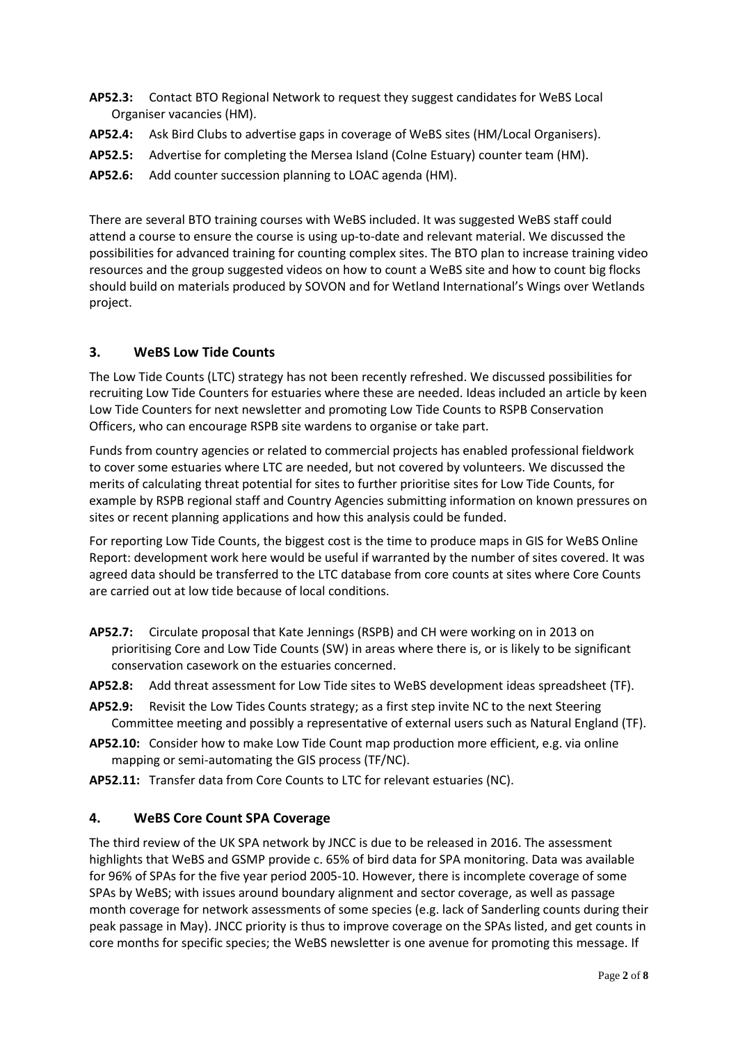**AP52.3:** Contact BTO Regional Network to request they suggest candidates for WeBS Local Organiser vacancies (HM).

**AP52.4:** Ask Bird Clubs to advertise gaps in coverage of WeBS sites (HM/Local Organisers).

**AP52.5:** Advertise for completing the Mersea Island (Colne Estuary) counter team (HM).

**AP52.6:** Add counter succession planning to LOAC agenda (HM).

There are several BTO training courses with WeBS included. It was suggested WeBS staff could attend a course to ensure the course is using up-to-date and relevant material. We discussed the possibilities for advanced training for counting complex sites. The BTO plan to increase training video resources and the group suggested videos on how to count a WeBS site and how to count big flocks should build on materials produced by SOVON and for Wetland International's Wings over Wetlands project.

## 3. WeBS Low Tide Counts

The Low Tide Counts (LTC) strategy has not been recently refreshed. We discussed possibilities for recruiting Low Tide Counters for estuaries where these are needed. Ideas included an article by keen Low Tide Counters for next newsletter and promoting Low Tide Counts to RSPB Conservation Officers, who can encourage RSPB site wardens to organise or take part.

Funds from country agencies or related to commercial projects has enabled professional fieldwork to cover some estuaries where LTC are needed, but not covered by volunteers. We discussed the merits of calculating threat potential for sites to further prioritise sites for Low Tide Counts, for example by RSPB regional staff and Country Agencies submitting information on known pressures on sites or recent planning applications and how this analysis could be funded.

For reporting Low Tide Counts, the biggest cost is the time to produce maps in GIS for WeBS Online Report: development work here would be useful if warranted by the number of sites covered. It was agreed data should be transferred to the LTC database from core counts at sites where Core Counts are carried out at low tide because of local conditions.

**AP52.7:** Circulate proposal that Kate Jennings (RSPB) and CH were working on in 2013 on prioritising Core and Low Tide Counts (SW) in areas where there is, or is likely to be significant conservation casework on the estuaries concerned.

**AP52.8:** Add threat assessment for Low Tide sites to WeBS development ideas spreadsheet (TF).

**AP52.9:** Revisit the Low Tides Counts strategy; as a first step invite NC to the next Steering Committee meeting and possibly a representative of external users such as Natural England (TF).

**AP52.10:** Consider how to make Low Tide Count map production more efficient, e.g. via online mapping or semi-automating the GIS process (TF/NC).

**AP52.11:** Transfer data from Core Counts to LTC for relevant estuaries (NC).

## 4. WeBS Core Count SPA Coverage

The third review of the UK SPA network by JNCC is due to be released in 2016. The assessment highlights that WeBS and GSMP provide c. 65% of bird data for SPA monitoring. Data was available for 96% of SPAs for the five year period 2005-10. However, there is incomplete coverage of some SPAs by WeBS; with issues around boundary alignment and sector coverage, as well as passage month coverage for network assessments of some species (e.g. lack of Sanderling counts during their peak passage in May). JNCC priority is thus to improve coverage on the SPAs listed, and get counts in core months for specific species; the WeBS newsletter is one avenue for promoting this message. If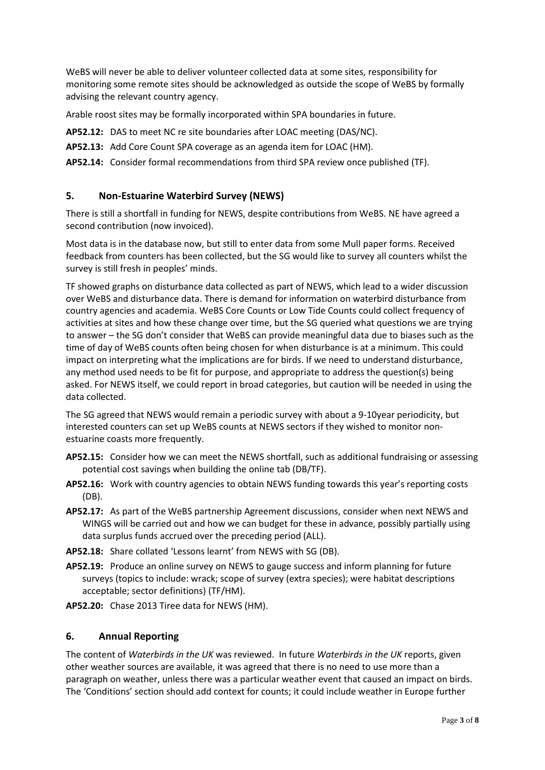WeBS will never be able to deliver volunteer collected data at some sites, responsibility for monitoring some remote sites should be acknowledged as outside the scope of WeBS by formally advising the relevant country agency.

Arable roost sites may be formally incorporated within SPA boundaries in future.

**AP52.12:** DAS to meet NC re site boundaries after LOAC meeting (DAS/NC).

**AP52.13:** Add Core Count SPA coverage as an agenda item for LOAC (HM).

**AP52.14:** Consider formal recommendations from third SPA review once published (TF).

## 5. Non-Estuarine Waterbird Survey (NEWS)

There is still a shortfall in funding for NEWS, despite contributions from WeBS. NE have agreed a second contribution (now invoiced).

Most data is in the database now, but still to enter data from some Mull paper forms. Received feedback from counters has been collected, but the SG would like to survey all counters whilst the survey is still fresh in peoples' minds.

TF showed graphs on disturbance data collected as part of NEWS, which lead to a wider discussion over WeBS and disturbance data. There is demand for information on waterbird disturbance from country agencies and academia. WeBS Core Counts or Low Tide Counts could collect frequency of activities at sites and how these change over time, but the SG queried what questions we are trying to answer – the SG don't consider that WeBS can provide meaningful data due to biases such as the time of day of WeBS counts often being chosen for when disturbance is at a minimum. This could impact on interpreting what the implications are for birds. If we need to understand disturbance, any method used needs to be fit for purpose, and appropriate to address the question(s) being asked. For NEWS itself, we could report in broad categories, but caution will be needed in using the data collected.

The SG agreed that NEWS would remain a periodic survey with about a 9-10year periodicity, but interested counters can set up WeBS counts at NEWS sectors if they wished to monitor non-estuarine coasts more frequently.

**AP52.15:** Consider how we can meet the NEWS shortfall, such as additional fundraising or assessing potential cost savings when building the online tab (DB/TF).

**AP52.16:** Work with country agencies to obtain NEWS funding towards this year's reporting costs (DB).

**AP52.17:** As part of the WeBS partnership Agreement discussions, consider when next NEWS and WINGS will be carried out and how we can budget for these in advance, possibly partially using data surplus funds accrued over the preceding period (ALL).

**AP52.18:** Share collated 'Lessons learnt' from NEWS with SG (DB).

**AP52.19:** Produce an online survey on NEWS to gauge success and inform planning for future surveys (topics to include: wrack; scope of survey (extra species); were habitat descriptions acceptable; sector definitions) (TF/HM).

**AP52.20:** Chase 2013 Tiree data for NEWS (HM).

## 6. Annual Reporting

The content of *Waterbirds in the UK* was reviewed. In future *Waterbirds in the UK* reports, given other weather sources are available, it was agreed that there is no need to use more than a paragraph on weather, unless there was a particular weather event that caused an impact on birds. The 'Conditions' section should add context for counts; it could include weather in Europe further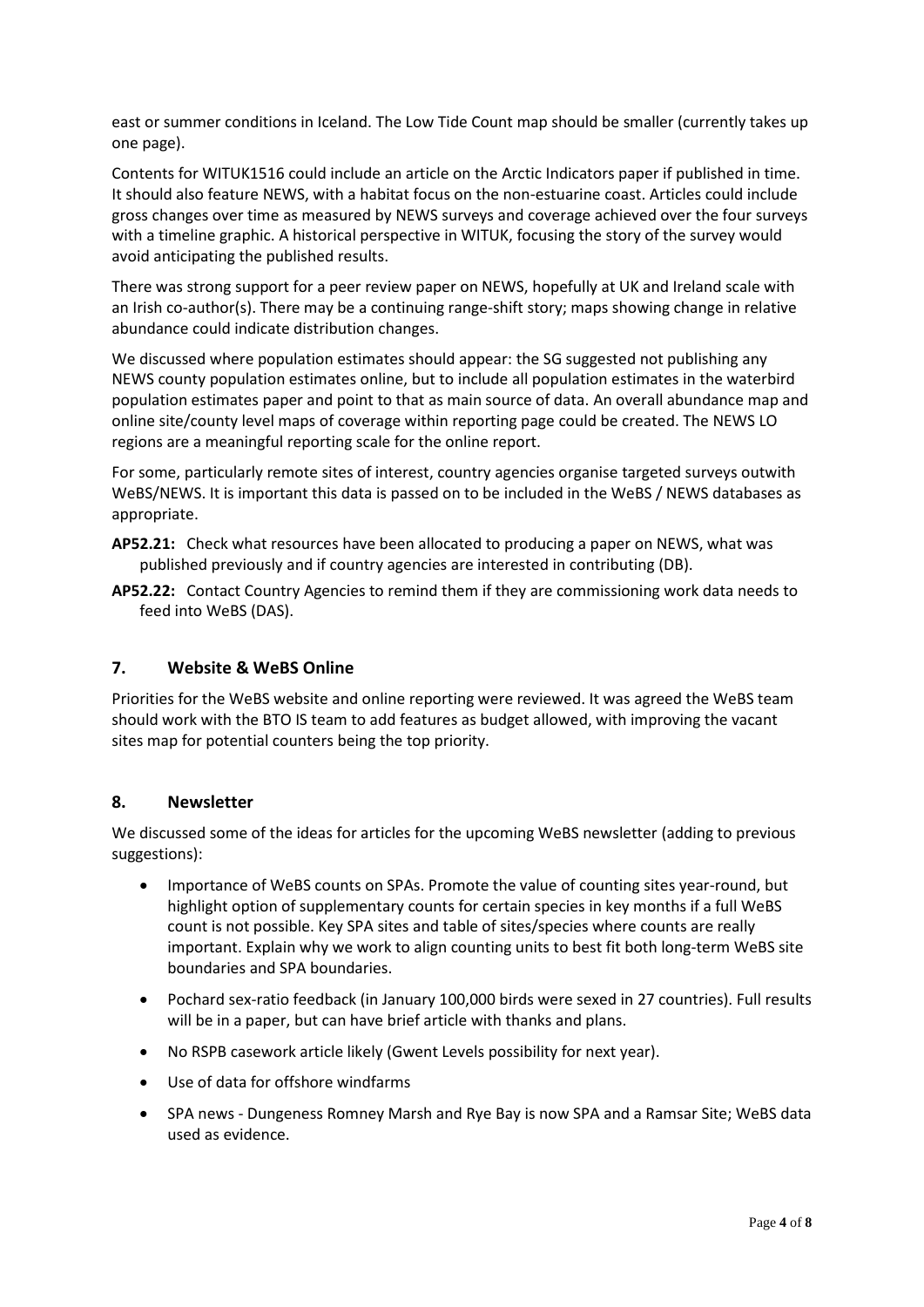east or summer conditions in Iceland. The Low Tide Count map should be smaller (currently takes up one page).

Contents for WITUK1516 could include an article on the Arctic Indicators paper if published in time. It should also feature NEWS, with a habitat focus on the non-estuarine coast. Articles could include gross changes over time as measured by NEWS surveys and coverage achieved over the four surveys with a timeline graphic. A historical perspective in WITUK, focusing the story of the survey would avoid anticipating the published results.

There was strong support for a peer review paper on NEWS, hopefully at UK and Ireland scale with an Irish co-author(s). There may be a continuing range-shift story; maps showing change in relative abundance could indicate distribution changes.

We discussed where population estimates should appear: the SG suggested not publishing any NEWS county population estimates online, but to include all population estimates in the waterbird population estimates paper and point to that as main source of data. An overall abundance map and online site/county level maps of coverage within reporting page could be created. The NEWS LO regions are a meaningful reporting scale for the online report.

For some, particularly remote sites of interest, country agencies organise targeted surveys outwith WeBS/NEWS. It is important this data is passed on to be included in the WeBS / NEWS databases as appropriate.

**AP52.21:** Check what resources have been allocated to producing a paper on NEWS, what was published previously and if country agencies are interested in contributing (DB).

**AP52.22:** Contact Country Agencies to remind them if they are commissioning work data needs to feed into WeBS (DAS).

## 7. Website & WeBS Online

Priorities for the WeBS website and online reporting were reviewed. It was agreed the WeBS team should work with the BTO IS team to add features as budget allowed, with improving the vacant sites map for potential counters being the top priority.

## 8. Newsletter

We discussed some of the ideas for articles for the upcoming WeBS newsletter (adding to previous suggestions):

- Importance of WeBS counts on SPAs. Promote the value of counting sites year-round, but highlight option of supplementary counts for certain species in key months if a full WeBS count is not possible. Key SPA sites and table of sites/species where counts are really important. Explain why we work to align counting units to best fit both long-term WeBS site boundaries and SPA boundaries.
- Pochard sex-ratio feedback (in January 100,000 birds were sexed in 27 countries). Full results will be in a paper, but can have brief article with thanks and plans.
- No RSPB casework article likely (Gwent Levels possibility for next year).
- Use of data for offshore windfarms
- SPA news - Dungeness Romney Marsh and Rye Bay is now SPA and a Ramsar Site; WeBS data used as evidence.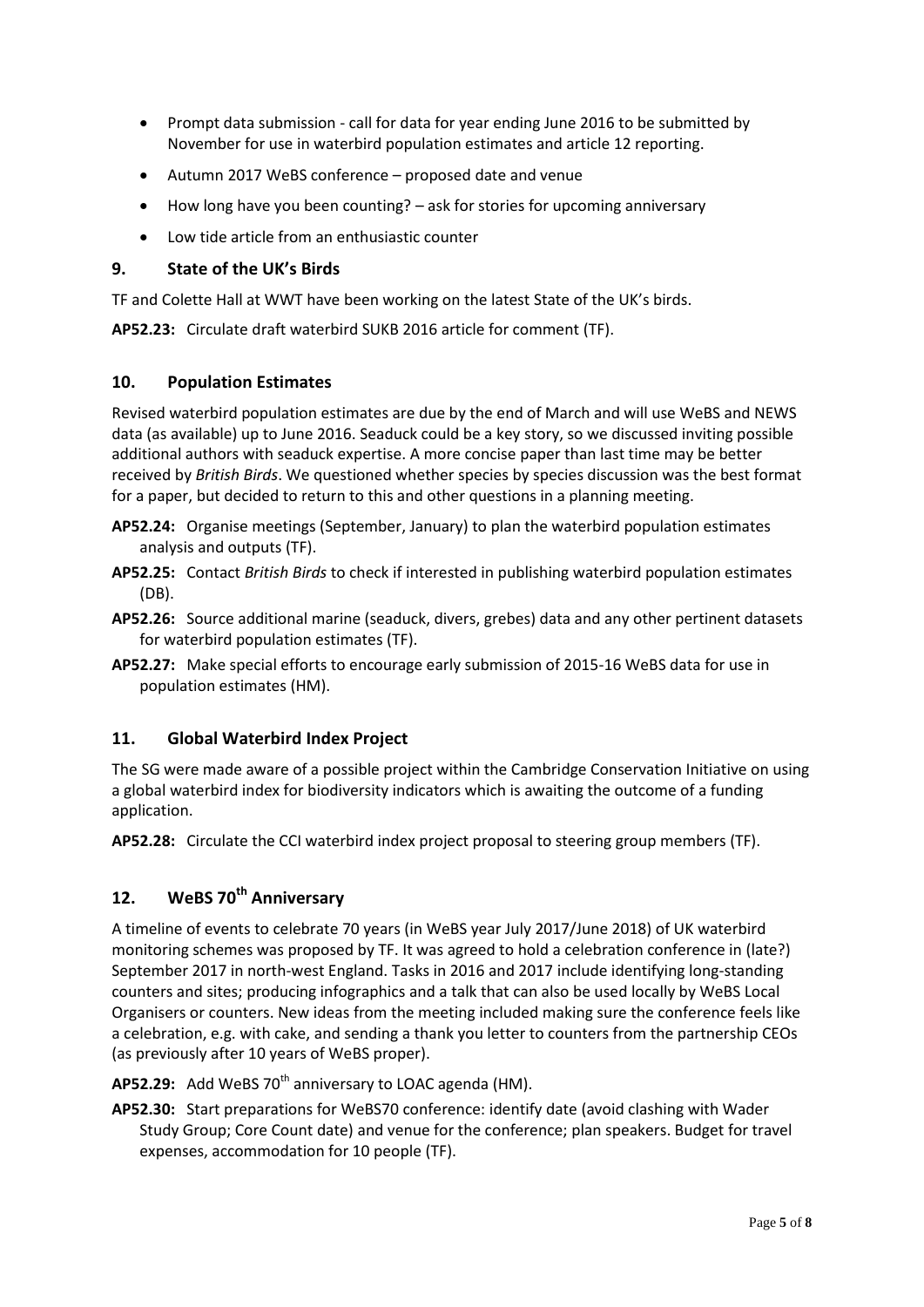- Prompt data submission - call for data for year ending June 2016 to be submitted by November for use in waterbird population estimates and article 12 reporting.
- Autumn 2017 WeBS conference – proposed date and venue
- How long have you been counting? – ask for stories for upcoming anniversary
- Low tide article from an enthusiastic counter

## 9. State of the UK's Birds

TF and Colette Hall at WWT have been working on the latest State of the UK's birds.

**AP52.23:** Circulate draft waterbird SUKB 2016 article for comment (TF).

## 10. Population Estimates

Revised waterbird population estimates are due by the end of March and will use WeBS and NEWS data (as available) up to June 2016. Seaduck could be a key story, so we discussed inviting possible additional authors with seaduck expertise. A more concise paper than last time may be better received by *British Birds*. We questioned whether species by species discussion was the best format for a paper, but decided to return to this and other questions in a planning meeting.

**AP52.24:** Organise meetings (September, January) to plan the waterbird population estimates analysis and outputs (TF).

**AP52.25:** Contact *British Birds* to check if interested in publishing waterbird population estimates (DB).

**AP52.26:** Source additional marine (seaduck, divers, grebes) data and any other pertinent datasets for waterbird population estimates (TF).

**AP52.27:** Make special efforts to encourage early submission of 2015-16 WeBS data for use in population estimates (HM).

## 11. Global Waterbird Index Project

The SG were made aware of a possible project within the Cambridge Conservation Initiative on using a global waterbird index for biodiversity indicators which is awaiting the outcome of a funding application.

**AP52.28:** Circulate the CCI waterbird index project proposal to steering group members (TF).

## 12. WeBS 70th Anniversary

A timeline of events to celebrate 70 years (in WeBS year July 2017/June 2018) of UK waterbird monitoring schemes was proposed by TF. It was agreed to hold a celebration conference in (late?) September 2017 in north-west England. Tasks in 2016 and 2017 include identifying long-standing counters and sites; producing infographics and a talk that can also be used locally by WeBS Local Organisers or counters. New ideas from the meeting included making sure the conference feels like a celebration, e.g. with cake, and sending a thank you letter to counters from the partnership CEOs (as previously after 10 years of WeBS proper).

**AP52.29:** Add WeBS 70th anniversary to LOAC agenda (HM).

**AP52.30:** Start preparations for WeBS70 conference: identify date (avoid clashing with Wader Study Group; Core Count date) and venue for the conference; plan speakers. Budget for travel expenses, accommodation for 10 people (TF).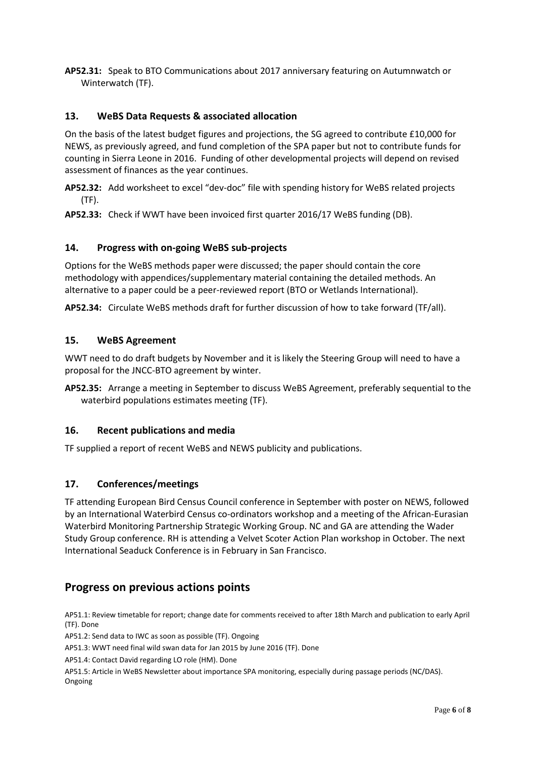**AP52.31:** Speak to BTO Communications about 2017 anniversary featuring on Autumnwatch or Winterwatch (TF).

### 13. WeBS Data Requests & associated allocation

On the basis of the latest budget figures and projections, the SG agreed to contribute £10,000 for NEWS, as previously agreed, and fund completion of the SPA paper but not to contribute funds for counting in Sierra Leone in 2016. Funding of other developmental projects will depend on revised assessment of finances as the year continues.

**AP52.32:** Add worksheet to excel "dev-doc" file with spending history for WeBS related projects (TF).

**AP52.33:** Check if WWT have been invoiced first quarter 2016/17 WeBS funding (DB).

### 14. Progress with on-going WeBS sub-projects

Options for the WeBS methods paper were discussed; the paper should contain the core methodology with appendices/supplementary material containing the detailed methods. An alternative to a paper could be a peer-reviewed report (BTO or Wetlands International).

**AP52.34:** Circulate WeBS methods draft for further discussion of how to take forward (TF/all).

### 15. WeBS Agreement

WWT need to do draft budgets by November and it is likely the Steering Group will need to have a proposal for the JNCC-BTO agreement by winter.

**AP52.35:** Arrange a meeting in September to discuss WeBS Agreement, preferably sequential to the waterbird populations estimates meeting (TF).

### 16. Recent publications and media

TF supplied a report of recent WeBS and NEWS publicity and publications.

### 17. Conferences/meetings

TF attending European Bird Census Council conference in September with poster on NEWS, followed by an International Waterbird Census co-ordinators workshop and a meeting of the African-Eurasian Waterbird Monitoring Partnership Strategic Working Group. NC and GA are attending the Wader Study Group conference. RH is attending a Velvet Scoter Action Plan workshop in October. The next International Seaduck Conference is in February in San Francisco.

## Progress on previous actions points

AP51.1: Review timetable for report; change date for comments received to after 18th March and publication to early April (TF). Done

AP51.2: Send data to IWC as soon as possible (TF). Ongoing

AP51.3: WWT need final wild swan data for Jan 2015 by June 2016 (TF). Done

AP51.4: Contact David regarding LO role (HM). Done

AP51.5: Article in WeBS Newsletter about importance SPA monitoring, especially during passage periods (NC/DAS). Ongoing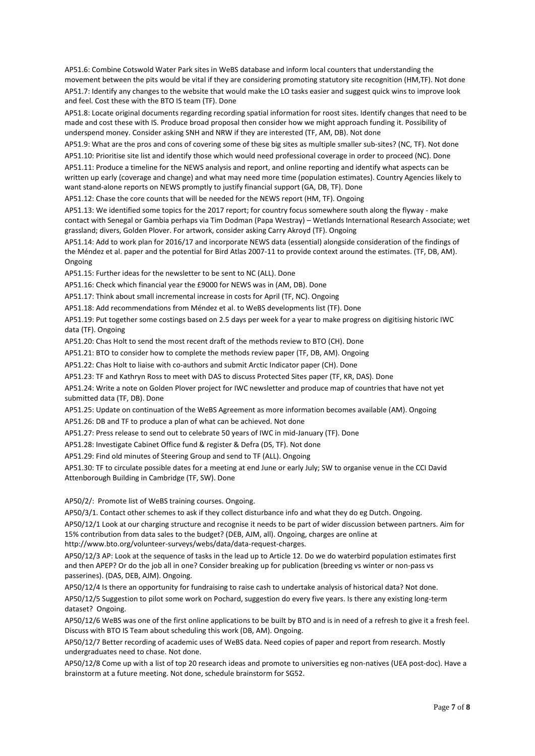AP51.6: Combine Cotswold Water Park sites in WeBS database and inform local counters that understanding the movement between the pits would be vital if they are considering promoting statutory site recognition (HM,TF). Not done

AP51.7: Identify any changes to the website that would make the LO tasks easier and suggest quick wins to improve look and feel. Cost these with the BTO IS team (TF). Done

AP51.8: Locate original documents regarding recording spatial information for roost sites. Identify changes that need to be made and cost these with IS. Produce broad proposal then consider how we might approach funding it. Possibility of underspend money. Consider asking SNH and NRW if they are interested (TF, AM, DB). Not done

AP51.9: What are the pros and cons of covering some of these big sites as multiple smaller sub-sites? (NC, TF). Not done

AP51.10: Prioritise site list and identify those which would need professional coverage in order to proceed (NC). Done

AP51.11: Produce a timeline for the NEWS analysis and report, and online reporting and identify what aspects can be written up early (coverage and change) and what may need more time (population estimates). Country Agencies likely to want stand-alone reports on NEWS promptly to justify financial support (GA, DB, TF). Done

AP51.12: Chase the core counts that will be needed for the NEWS report (HM, TF). Ongoing

AP51.13: We identified some topics for the 2017 report; for country focus somewhere south along the flyway - make contact with Senegal or Gambia perhaps via Tim Dodman (Papa Westray) – Wetlands International Research Associate; wet grassland; divers, Golden Plover. For artwork, consider asking Carry Akroyd (TF). Ongoing

AP51.14: Add to work plan for 2016/17 and incorporate NEWS data (essential) alongside consideration of the findings of the Méndez et al. paper and the potential for Bird Atlas 2007-11 to provide context around the estimates. (TF, DB, AM). Ongoing

AP51.15: Further ideas for the newsletter to be sent to NC (ALL). Done

AP51.16: Check which financial year the £9000 for NEWS was in (AM, DB). Done

AP51.17: Think about small incremental increase in costs for April (TF, NC). Ongoing

AP51.18: Add recommendations from Méndez et al. to WeBS developments list (TF). Done

AP51.19: Put together some costings based on 2.5 days per week for a year to make progress on digitising historic IWC data (TF). Ongoing

AP51.20: Chas Holt to send the most recent draft of the methods review to BTO (CH). Done

AP51.21: BTO to consider how to complete the methods review paper (TF, DB, AM). Ongoing

AP51.22: Chas Holt to liaise with co-authors and submit Arctic Indicator paper (CH). Done

AP51.23: TF and Kathryn Ross to meet with DAS to discuss Protected Sites paper (TF, KR, DAS). Done

AP51.24: Write a note on Golden Plover project for IWC newsletter and produce map of countries that have not yet submitted data (TF, DB). Done

AP51.25: Update on continuation of the WeBS Agreement as more information becomes available (AM). Ongoing

AP51.26: DB and TF to produce a plan of what can be achieved. Not done

AP51.27: Press release to send out to celebrate 50 years of IWC in mid-January (TF). Done

AP51.28: Investigate Cabinet Office fund & register & Defra (DS, TF). Not done

AP51.29: Find old minutes of Steering Group and send to TF (ALL). Ongoing

AP51.30: TF to circulate possible dates for a meeting at end June or early July; SW to organise venue in the CCI David Attenborough Building in Cambridge (TF, SW). Done

AP50/2/: Promote list of WeBS training courses. Ongoing.

AP50/3/1. Contact other schemes to ask if they collect disturbance info and what they do eg Dutch. Ongoing.

AP50/12/1 Look at our charging structure and recognise it needs to be part of wider discussion between partners. Aim for 15% contribution from data sales to the budget? (DEB, AJM, all). Ongoing, charges are online at http://www.bto.org/volunteer-surveys/webs/data/data-request-charges.

AP50/12/3 AP: Look at the sequence of tasks in the lead up to Article 12. Do we do waterbird population estimates first and then APEP? Or do the job all in one? Consider breaking up for publication (breeding vs winter or non-pass vs passerines). (DAS, DEB, AJM). Ongoing.

AP50/12/4 Is there an opportunity for fundraising to raise cash to undertake analysis of historical data? Not done.

AP50/12/5 Suggestion to pilot some work on Pochard, suggestion do every five years. Is there any existing long-term dataset? Ongoing.

AP50/12/6 WeBS was one of the first online applications to be built by BTO and is in need of a refresh to give it a fresh feel. Discuss with BTO IS Team about scheduling this work (DB, AM). Ongoing.

AP50/12/7 Better recording of academic uses of WeBS data. Need copies of paper and report from research. Mostly undergraduates need to chase. Not done.

AP50/12/8 Come up with a list of top 20 research ideas and promote to universities eg non-natives (UEA post-doc). Have a brainstorm at a future meeting. Not done, schedule brainstorm for SG52.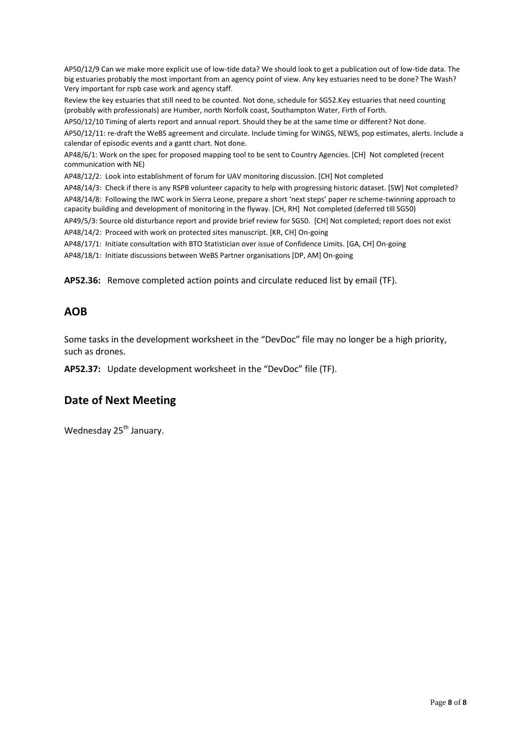AP50/12/9 Can we make more explicit use of low-tide data? We should look to get a publication out of low-tide data. The big estuaries probably the most important from an agency point of view. Any key estuaries need to be done? The Wash? Very important for rspb case work and agency staff.

Review the key estuaries that still need to be counted. Not done, schedule for SG52.Key estuaries that need counting (probably with professionals) are Humber, north Norfolk coast, Southampton Water, Firth of Forth.

AP50/12/10 Timing of alerts report and annual report. Should they be at the same time or different? Not done.

AP50/12/11: re-draft the WeBS agreement and circulate. Include timing for WiNGS, NEWS, pop estimates, alerts. Include a calendar of episodic events and a gantt chart. Not done.

AP48/6/1: Work on the spec for proposed mapping tool to be sent to Country Agencies. [CH] Not completed (recent communication with NE)

AP48/12/2: Look into establishment of forum for UAV monitoring discussion. [CH] Not completed

AP48/14/3: Check if there is any RSPB volunteer capacity to help with progressing historic dataset. [SW] Not completed?

AP48/14/8: Following the IWC work in Sierra Leone, prepare a short 'next steps' paper re scheme-twinning approach to capacity building and development of monitoring in the flyway. [CH, RH] Not completed (deferred till SG50)

AP49/5/3: Source old disturbance report and provide brief review for SG50. [CH] Not completed; report does not exist

AP48/14/2: Proceed with work on protected sites manuscript. [KR, CH] On-going

AP48/17/1: Initiate consultation with BTO Statistician over issue of Confidence Limits. [GA, CH] On-going

AP48/18/1: Initiate discussions between WeBS Partner organisations [DP, AM] On-going

**AP52.36:** Remove completed action points and circulate reduced list by email (TF).

## AOB

Some tasks in the development worksheet in the "DevDoc" file may no longer be a high priority, such as drones.

**AP52.37:** Update development worksheet in the "DevDoc" file (TF).

## Date of Next Meeting

Wednesday 25th January.